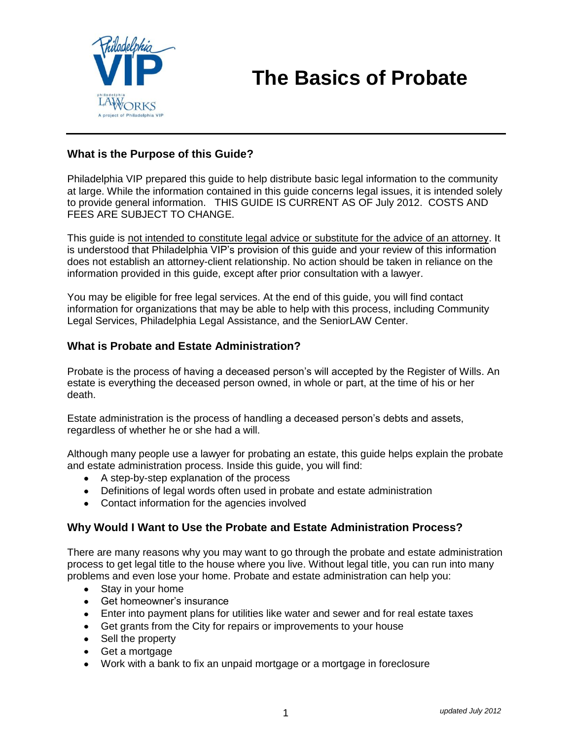# The Basics of Probate

## What is the Purpose of this Guide?

Philadelphia VIP prepared this guide to help distribute basic legal information to the community at large. While the information contained in this guide concerns legal issues, it is intended solely to provide general information. THIS GUIDE IS CURRENT AS OF July 2012. COSTS AND FEES ARE SUBJECT TO CHANGE.

This guide is <u>not intended to constitute legal advice or substitute for the advice of an attorney</u>. It is understood that Philadelphia VIP's provision of this guide and your review of this information does not establish an attorney-client relationship. No action should be taken in reliance on the information provided in this guide, except after prior consultation with a lawyer.

You may be eligible for free legal services. At the end of this guide, you will find contact information for organizations that may be able to help with this process, including Community Legal Services, Philadelphia Legal Assistance, and the SeniorLAW Center.

## What is Probate and Estate Administration?

Probate is the process of having a deceased person's will accepted by the Register of Wills. An estate is everything the deceased person owned, in whole or part, at the time of his or her death.

Estate administration is the process of handling a deceased person's debts and assets, regardless of whether he or she had a will.

Although many people use a lawyer for probating an estate, this guide helps explain the probate and estate administration process. Inside this guide, you will find:

- A step-by-step explanation of the process
- Definitions of legal words often used in probate and estate administration
- Contact information for the agencies involved

## Why Would I Want to Use the Probate and Estate Administration Process?

There are many reasons why you may want to go through the probate and estate administration process to get legal title to the house where you live. Without legal title, you can run into many problems and even lose your home. Probate and estate administration can help you:

- Stay in your home
- Get homeowner's insurance
- Enter into payment plans for utilities like water and sewer and for real estate taxes
- Get grants from the City for repairs or improvements to your house
- Sell the property
- Get a mortgage
- Work with a bank to fix an unpaid mortgage or a mortgage in foreclosure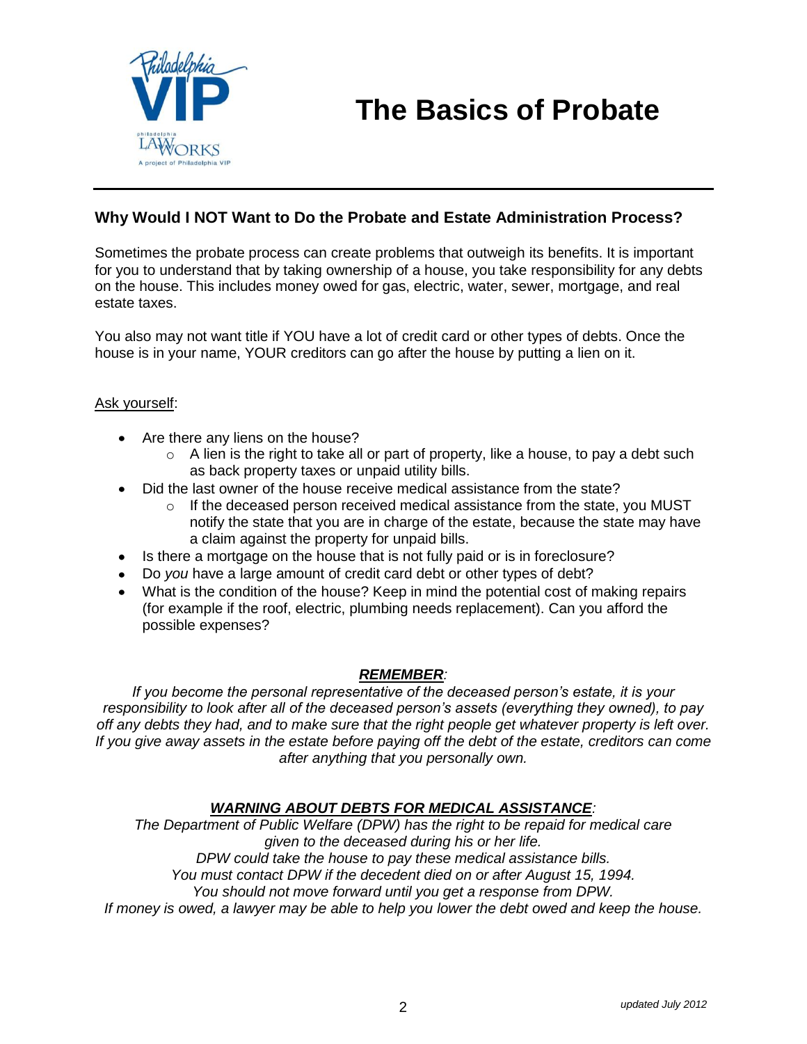# The Basics of Probate

## Why Would I NOT Want to Do the Probate and Estate Administration Process?

Sometimes the probate process can create problems that outweigh its benefits. It is important for you to understand that by taking ownership of a house, you take responsibility for any debts on the house. This includes money owed for gas, electric, water, sewer, mortgage, and real estate taxes.

You also may not want title if YOU have a lot of credit card or other types of debts. Once the house is in your name, YOUR creditors can go after the house by putting a lien on it.

<u>Ask yourself</u>:

- Are there any liens on the house?
  - A lien is the right to take all or part of property, like a house, to pay a debt such as back property taxes or unpaid utility bills.
- Did the last owner of the house receive medical assistance from the state?
  - If the deceased person received medical assistance from the state, you MUST notify the state that you are in charge of the estate, because the state may have a claim against the property for unpaid bills.
- Is there a mortgage on the house that is not fully paid or is in foreclosure?
- Do *you* have a large amount of credit card debt or other types of debt?
- What is the condition of the house? Keep in mind the potential cost of making repairs (for example if the roof, electric, plumbing needs replacement). Can you afford the possible expenses?

***<u>REMEMBER</u>:***

*If you become the personal representative of the deceased person's estate, it is your responsibility to look after all of the deceased person's assets (everything they owned), to pay off any debts they had, and to make sure that the right people get whatever property is left over. If you give away assets in the estate before paying off the debt of the estate, creditors can come after anything that you personally own.*

***<u>WARNING ABOUT DEBTS FOR MEDICAL ASSISTANCE</u>:***

*The Department of Public Welfare (DPW) has the right to be repaid for medical care given to the deceased during his or her life.*
*DPW could take the house to pay these medical assistance bills.*
*You must contact DPW if the decedent died on or after August 15, 1994.*
*You should not move forward until you get a response from DPW.*
*If money is owed, a lawyer may be able to help you lower the debt owed and keep the house.*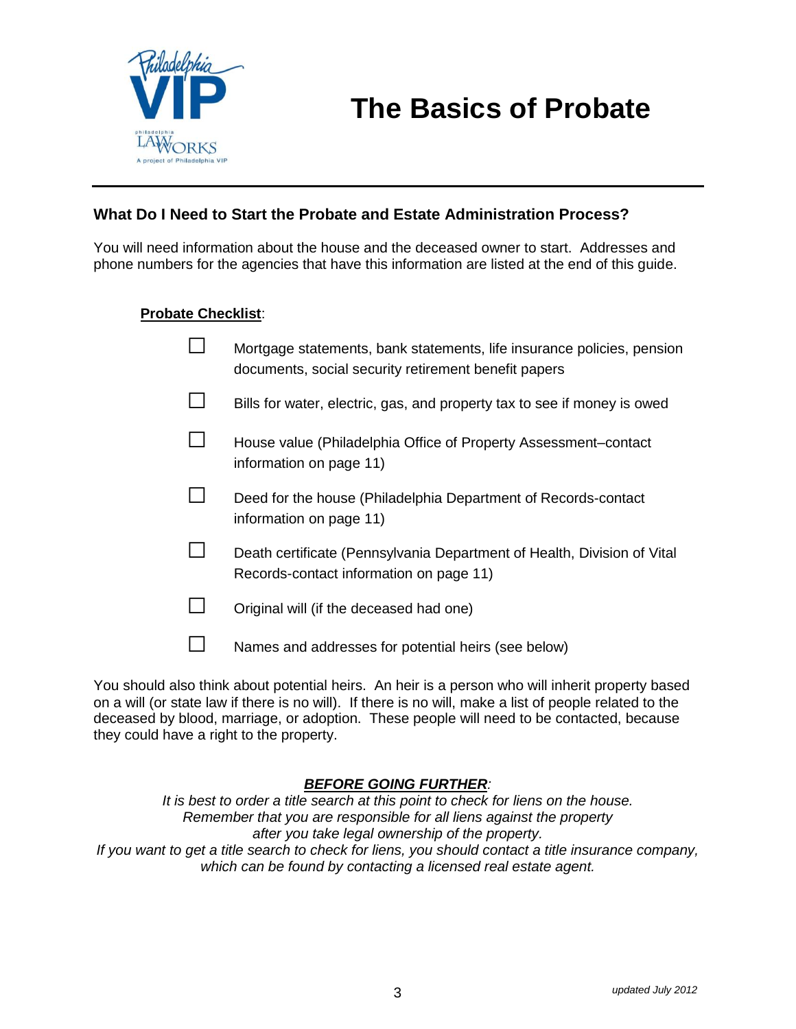# The Basics of Probate

## What Do I Need to Start the Probate and Estate Administration Process?

You will need information about the house and the deceased owner to start. Addresses and phone numbers for the agencies that have this information are listed at the end of this guide.

**Probate Checklist**:

- ☐ Mortgage statements, bank statements, life insurance policies, pension documents, social security retirement benefit papers
- ☐ Bills for water, electric, gas, and property tax to see if money is owed
- ☐ House value (Philadelphia Office of Property Assessment–contact information on page 11)
- ☐ Deed for the house (Philadelphia Department of Records-contact information on page 11)
- ☐ Death certificate (Pennsylvania Department of Health, Division of Vital Records-contact information on page 11)
- ☐ Original will (if the deceased had one)
- ☐ Names and addresses for potential heirs (see below)

You should also think about potential heirs. An heir is a person who will inherit property based on a will (or state law if there is no will). If there is no will, make a list of people related to the deceased by blood, marriage, or adoption. These people will need to be contacted, because they could have a right to the property.

***BEFORE GOING FURTHER***:

*It is best to order a title search at this point to check for liens on the house. Remember that you are responsible for all liens against the property after you take legal ownership of the property. If you want to get a title search to check for liens, you should contact a title insurance company, which can be found by contacting a licensed real estate agent.*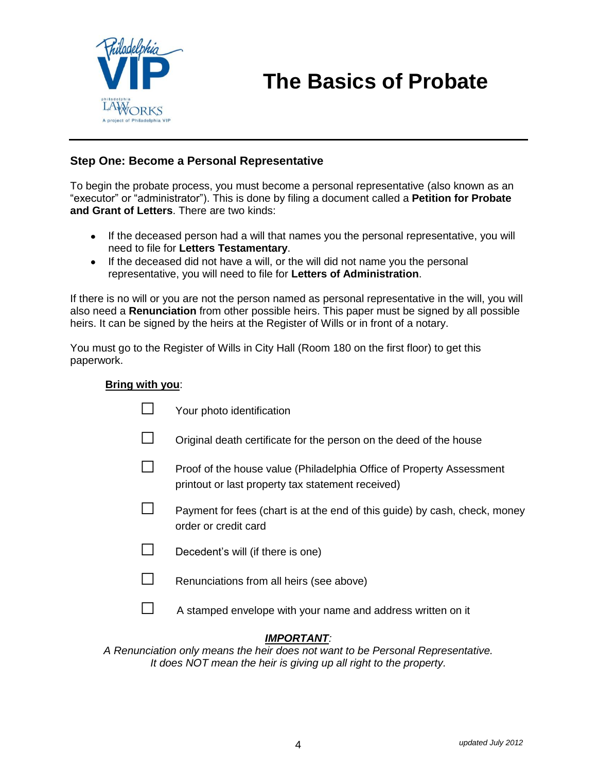# The Basics of Probate

## Step One: Become a Personal Representative

To begin the probate process, you must become a personal representative (also known as an "executor" or "administrator"). This is done by filing a document called a **Petition for Probate and Grant of Letters**. There are two kinds:

- If the deceased person had a will that names you the personal representative, you will need to file for **Letters Testamentary**.
- If the deceased did not have a will, or the will did not name you the personal representative, you will need to file for **Letters of Administration**.

If there is no will or you are not the person named as personal representative in the will, you will also need a **Renunciation** from other possible heirs. This paper must be signed by all possible heirs. It can be signed by the heirs at the Register of Wills or in front of a notary.

You must go to the Register of Wills in City Hall (Room 180 on the first floor) to get this paperwork.

<u>**Bring with you**</u>:

- ☐ Your photo identification
- ☐ Original death certificate for the person on the deed of the house
- ☐ Proof of the house value (Philadelphia Office of Property Assessment printout or last property tax statement received)
- ☐ Payment for fees (chart is at the end of this guide) by cash, check, money order or credit card
- ☐ Decedent's will (if there is one)
- ☐ Renunciations from all heirs (see above)
- ☐ A stamped envelope with your name and address written on it

***<u>IMPORTANT</u>:***

*A Renunciation only means the heir does not want to be Personal Representative. It does NOT mean the heir is giving up all right to the property.*

*updated July 2012*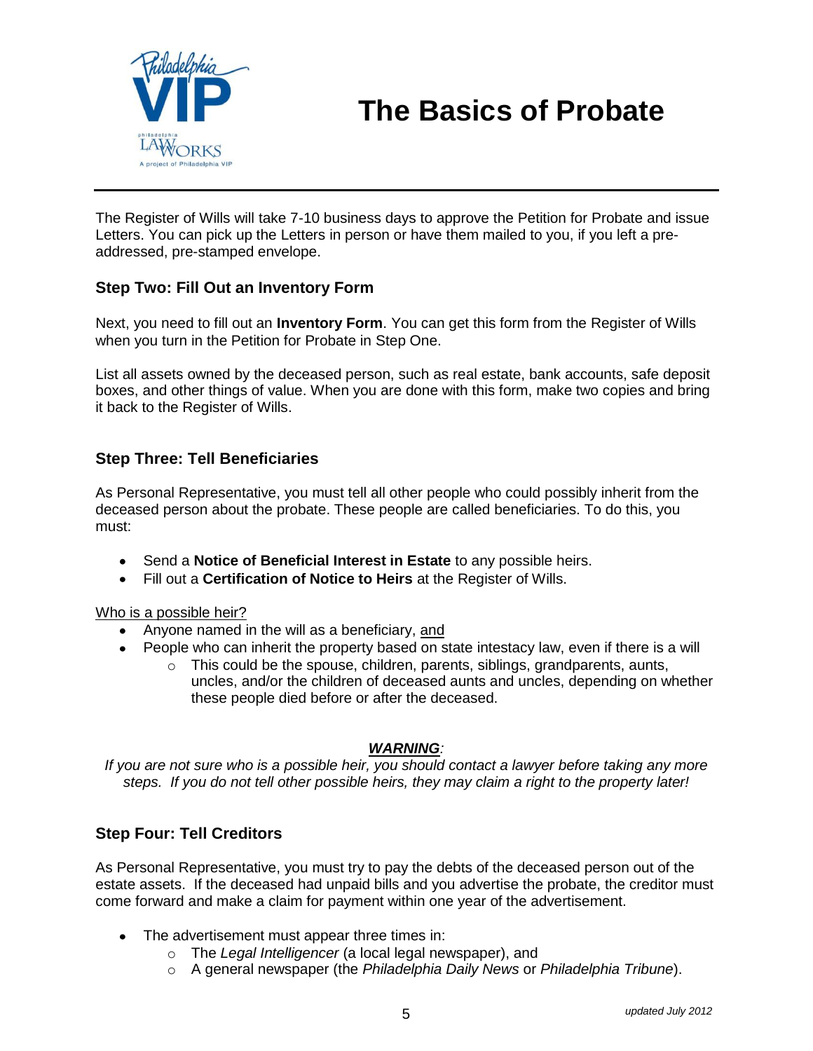# The Basics of Probate

The Register of Wills will take 7-10 business days to approve the Petition for Probate and issue Letters. You can pick up the Letters in person or have them mailed to you, if you left a pre-addressed, pre-stamped envelope.

### Step Two: Fill Out an Inventory Form

Next, you need to fill out an **Inventory Form**. You can get this form from the Register of Wills when you turn in the Petition for Probate in Step One.

List all assets owned by the deceased person, such as real estate, bank accounts, safe deposit boxes, and other things of value. When you are done with this form, make two copies and bring it back to the Register of Wills.

### Step Three: Tell Beneficiaries

As Personal Representative, you must tell all other people who could possibly inherit from the deceased person about the probate. These people are called beneficiaries. To do this, you must:

- Send a **Notice of Beneficial Interest in Estate** to any possible heirs.
- Fill out a **Certification of Notice to Heirs** at the Register of Wills.

<u>Who is a possible heir?</u>

- Anyone named in the will as a beneficiary, <u>and</u>
- People who can inherit the property based on state intestacy law, even if there is a will
  - This could be the spouse, children, parents, siblings, grandparents, aunts, uncles, and/or the children of deceased aunts and uncles, depending on whether these people died before or after the deceased.

***<u>WARNING</u>:***

*If you are not sure who is a possible heir, you should contact a lawyer before taking any more steps. If you do not tell other possible heirs, they may claim a right to the property later!*

### Step Four: Tell Creditors

As Personal Representative, you must try to pay the debts of the deceased person out of the estate assets. If the deceased had unpaid bills and you advertise the probate, the creditor must come forward and make a claim for payment within one year of the advertisement.

- The advertisement must appear three times in:
  - The *Legal Intelligencer* (a local legal newspaper), and
  - A general newspaper (the *Philadelphia Daily News* or *Philadelphia Tribune*).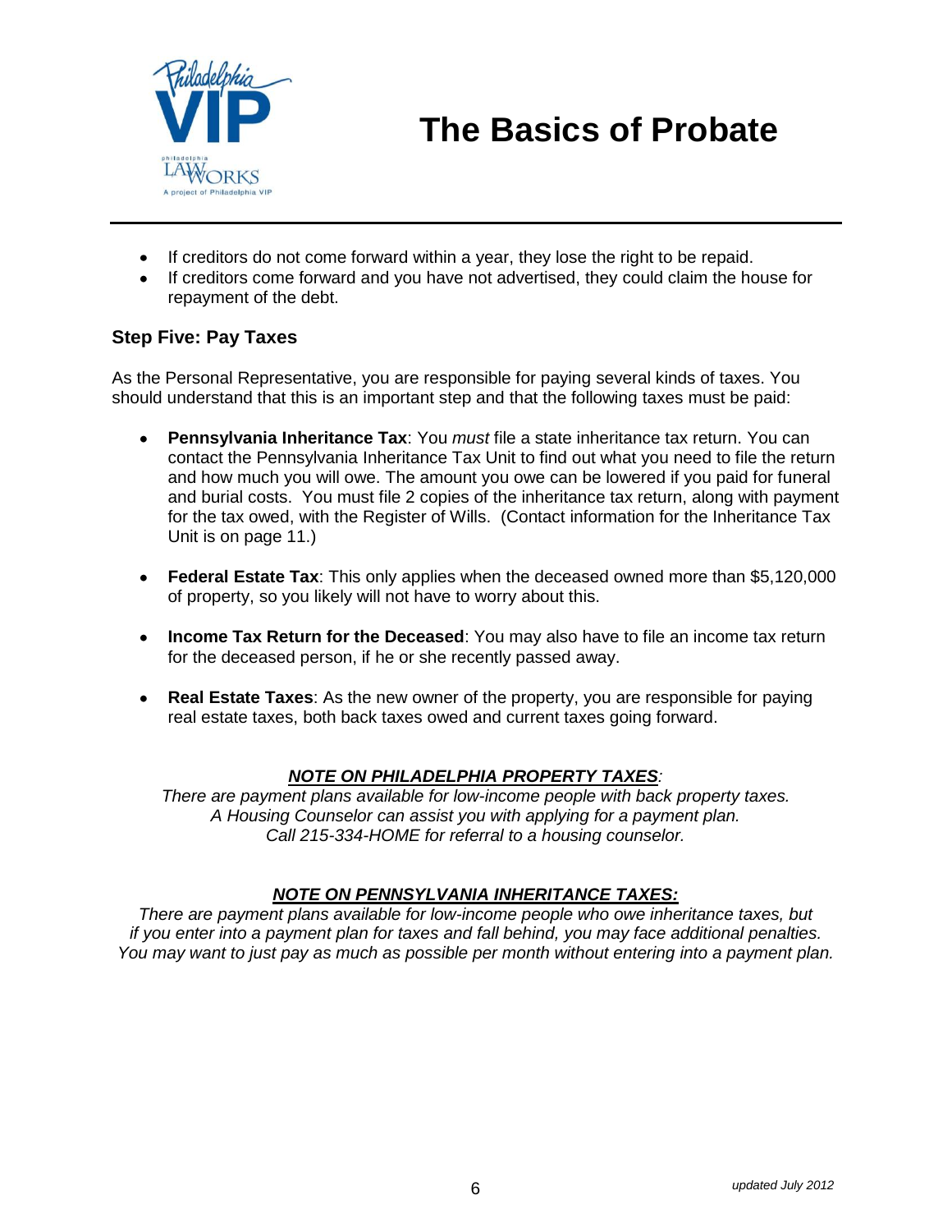- If creditors do not come forward within a year, they lose the right to be repaid.
- If creditors come forward and you have not advertised, they could claim the house for repayment of the debt.

### Step Five: Pay Taxes

As the Personal Representative, you are responsible for paying several kinds of taxes. You should understand that this is an important step and that the following taxes must be paid:

- **Pennsylvania Inheritance Tax**: You *must* file a state inheritance tax return. You can contact the Pennsylvania Inheritance Tax Unit to find out what you need to file the return and how much you will owe. The amount you owe can be lowered if you paid for funeral and burial costs. You must file 2 copies of the inheritance tax return, along with payment for the tax owed, with the Register of Wills. (Contact information for the Inheritance Tax Unit is on page 11.)

- **Federal Estate Tax**: This only applies when the deceased owned more than $5,120,000 of property, so you likely will not have to worry about this.

- **Income Tax Return for the Deceased**: You may also have to file an income tax return for the deceased person, if he or she recently passed away.

- **Real Estate Taxes**: As the new owner of the property, you are responsible for paying real estate taxes, both back taxes owed and current taxes going forward.

***NOTE ON PHILADELPHIA PROPERTY TAXES*:**
*There are payment plans available for low-income people with back property taxes. A Housing Counselor can assist you with applying for a payment plan. Call 215-334-HOME for referral to a housing counselor.*

***NOTE ON PENNSYLVANIA INHERITANCE TAXES:***
*There are payment plans available for low-income people who owe inheritance taxes, but if you enter into a payment plan for taxes and fall behind, you may face additional penalties. You may want to just pay as much as possible per month without entering into a payment plan.*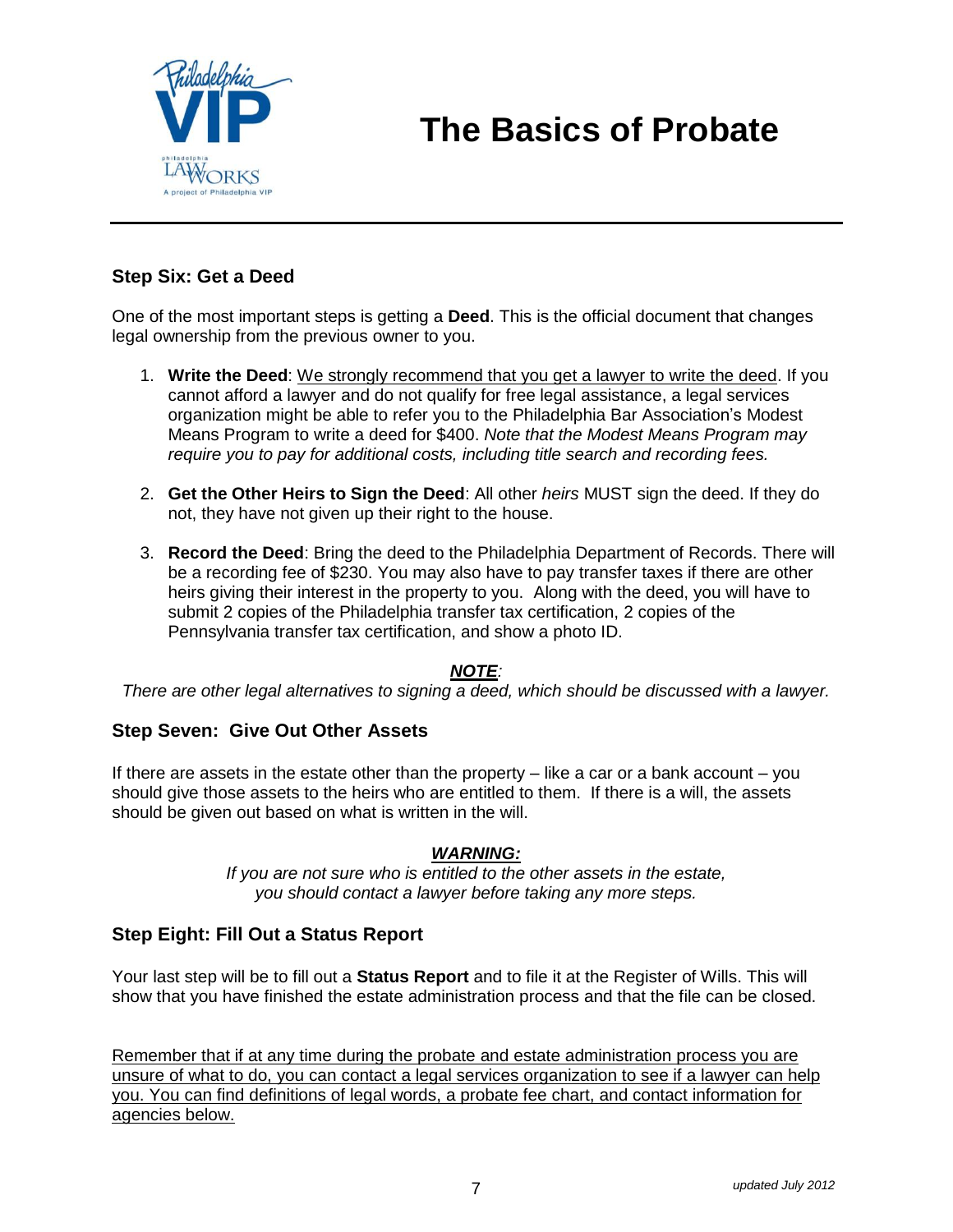# The Basics of Probate

## Step Six: Get a Deed

One of the most important steps is getting a **Deed**. This is the official document that changes legal ownership from the previous owner to you.

1. **Write the Deed**: <u>We strongly recommend that you get a lawyer to write the deed</u>. If you cannot afford a lawyer and do not qualify for free legal assistance, a legal services organization might be able to refer you to the Philadelphia Bar Association's Modest Means Program to write a deed for $400. *Note that the Modest Means Program may require you to pay for additional costs, including title search and recording fees.*

2. **Get the Other Heirs to Sign the Deed**: All other *heirs* MUST sign the deed. If they do not, they have not given up their right to the house.

3. **Record the Deed**: Bring the deed to the Philadelphia Department of Records. There will be a recording fee of $230. You may also have to pay transfer taxes if there are other heirs giving their interest in the property to you. Along with the deed, you will have to submit 2 copies of the Philadelphia transfer tax certification, 2 copies of the Pennsylvania transfer tax certification, and show a photo ID.

***<u>NOTE</u>:***

*There are other legal alternatives to signing a deed, which should be discussed with a lawyer.*

## Step Seven: Give Out Other Assets

If there are assets in the estate other than the property – like a car or a bank account – you should give those assets to the heirs who are entitled to them. If there is a will, the assets should be given out based on what is written in the will.

***<u>WARNING:</u>***

*If you are not sure who is entitled to the other assets in the estate, you should contact a lawyer before taking any more steps.*

## Step Eight: Fill Out a Status Report

Your last step will be to fill out a **Status Report** and to file it at the Register of Wills. This will show that you have finished the estate administration process and that the file can be closed.

<u>Remember that if at any time during the probate and estate administration process you are unsure of what to do, you can contact a legal services organization to see if a lawyer can help you. You can find definitions of legal words, a probate fee chart, and contact information for agencies below.</u>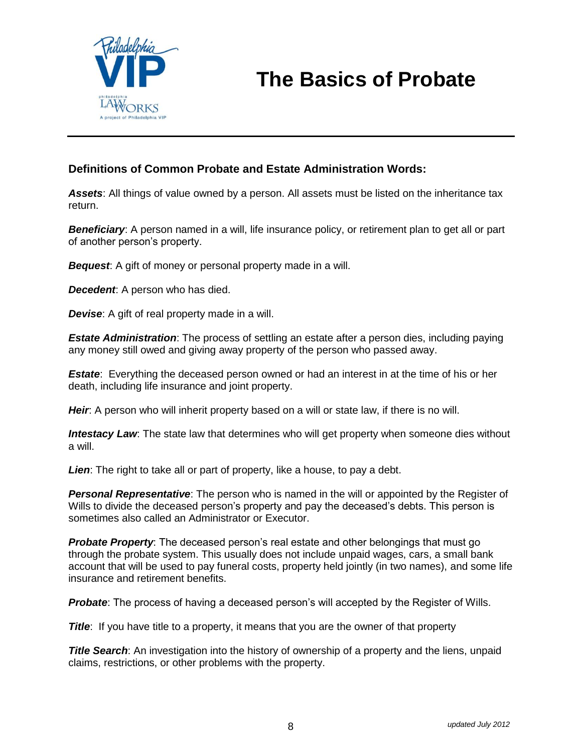# The Basics of Probate

## Definitions of Common Probate and Estate Administration Words:

***Assets***: All things of value owned by a person. All assets must be listed on the inheritance tax return.

***Beneficiary***: A person named in a will, life insurance policy, or retirement plan to get all or part of another person's property.

***Bequest***: A gift of money or personal property made in a will.

***Decedent***: A person who has died.

***Devise***: A gift of real property made in a will.

***Estate Administration***: The process of settling an estate after a person dies, including paying any money still owed and giving away property of the person who passed away.

***Estate***: Everything the deceased person owned or had an interest in at the time of his or her death, including life insurance and joint property.

***Heir***: A person who will inherit property based on a will or state law, if there is no will.

***Intestacy Law***: The state law that determines who will get property when someone dies without a will.

***Lien***: The right to take all or part of property, like a house, to pay a debt.

***Personal Representative***: The person who is named in the will or appointed by the Register of Wills to divide the deceased person's property and pay the deceased's debts. This person is sometimes also called an Administrator or Executor.

***Probate Property***: The deceased person's real estate and other belongings that must go through the probate system. This usually does not include unpaid wages, cars, a small bank account that will be used to pay funeral costs, property held jointly (in two names), and some life insurance and retirement benefits.

***Probate***: The process of having a deceased person's will accepted by the Register of Wills.

***Title***: If you have title to a property, it means that you are the owner of that property

***Title Search***: An investigation into the history of ownership of a property and the liens, unpaid claims, restrictions, or other problems with the property.

*updated July 2012*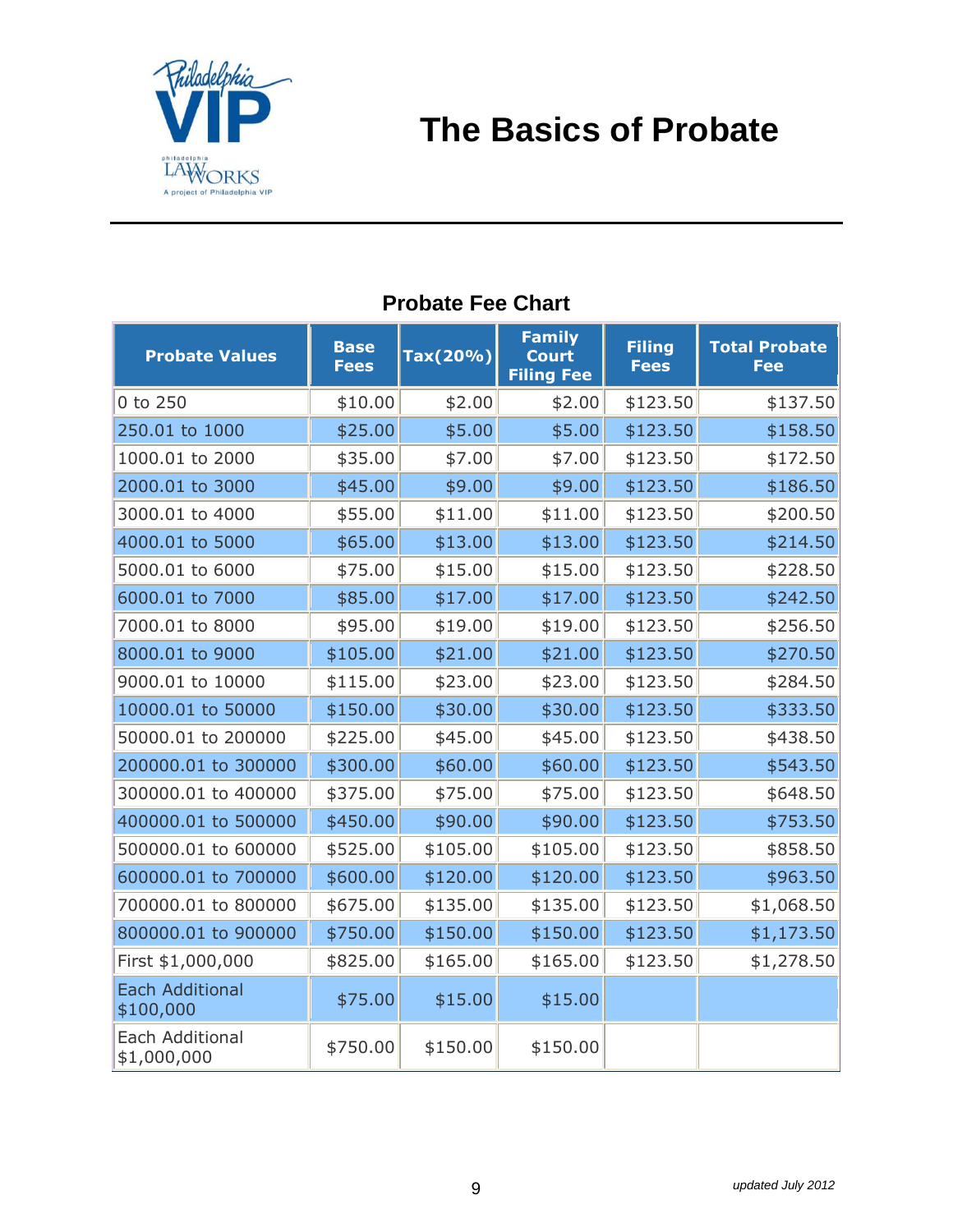# The Basics of Probate

## Probate Fee Chart

| Probate Values | Base Fees | Tax(20%) | Family Court Filing Fee | Filing Fees | Total Probate Fee |
|---|---|---|---|---|---|
| 0 to 250 | $10.00 | $2.00 | $2.00 | $123.50 | $137.50 |
| 250.01 to 1000 | $25.00 | $5.00 | $5.00 | $123.50 | $158.50 |
| 1000.01 to 2000 | $35.00 | $7.00 | $7.00 | $123.50 | $172.50 |
| 2000.01 to 3000 | $45.00 | $9.00 | $9.00 | $123.50 | $186.50 |
| 3000.01 to 4000 | $55.00 | $11.00 | $11.00 | $123.50 | $200.50 |
| 4000.01 to 5000 | $65.00 | $13.00 | $13.00 | $123.50 | $214.50 |
| 5000.01 to 6000 | $75.00 | $15.00 | $15.00 | $123.50 | $228.50 |
| 6000.01 to 7000 | $85.00 | $17.00 | $17.00 | $123.50 | $242.50 |
| 7000.01 to 8000 | $95.00 | $19.00 | $19.00 | $123.50 | $256.50 |
| 8000.01 to 9000 | $105.00 | $21.00 | $21.00 | $123.50 | $270.50 |
| 9000.01 to 10000 | $115.00 | $23.00 | $23.00 | $123.50 | $284.50 |
| 10000.01 to 50000 | $150.00 | $30.00 | $30.00 | $123.50 | $333.50 |
| 50000.01 to 200000 | $225.00 | $45.00 | $45.00 | $123.50 | $438.50 |
| 200000.01 to 300000 | $300.00 | $60.00 | $60.00 | $123.50 | $543.50 |
| 300000.01 to 400000 | $375.00 | $75.00 | $75.00 | $123.50 | $648.50 |
| 400000.01 to 500000 | $450.00 | $90.00 | $90.00 | $123.50 | $753.50 |
| 500000.01 to 600000 | $525.00 | $105.00 | $105.00 | $123.50 | $858.50 |
| 600000.01 to 700000 | $600.00 | $120.00 | $120.00 | $123.50 | $963.50 |
| 700000.01 to 800000 | $675.00 | $135.00 | $135.00 | $123.50 | $1,068.50 |
| 800000.01 to 900000 | $750.00 | $150.00 | $150.00 | $123.50 | $1,173.50 |
| First $1,000,000 | $825.00 | $165.00 | $165.00 | $123.50 | $1,278.50 |
| Each Additional $100,000 | $75.00 | $15.00 | $15.00 | | |
| Each Additional $1,000,000 | $750.00 | $150.00 | $150.00 | | |

*updated July 2012*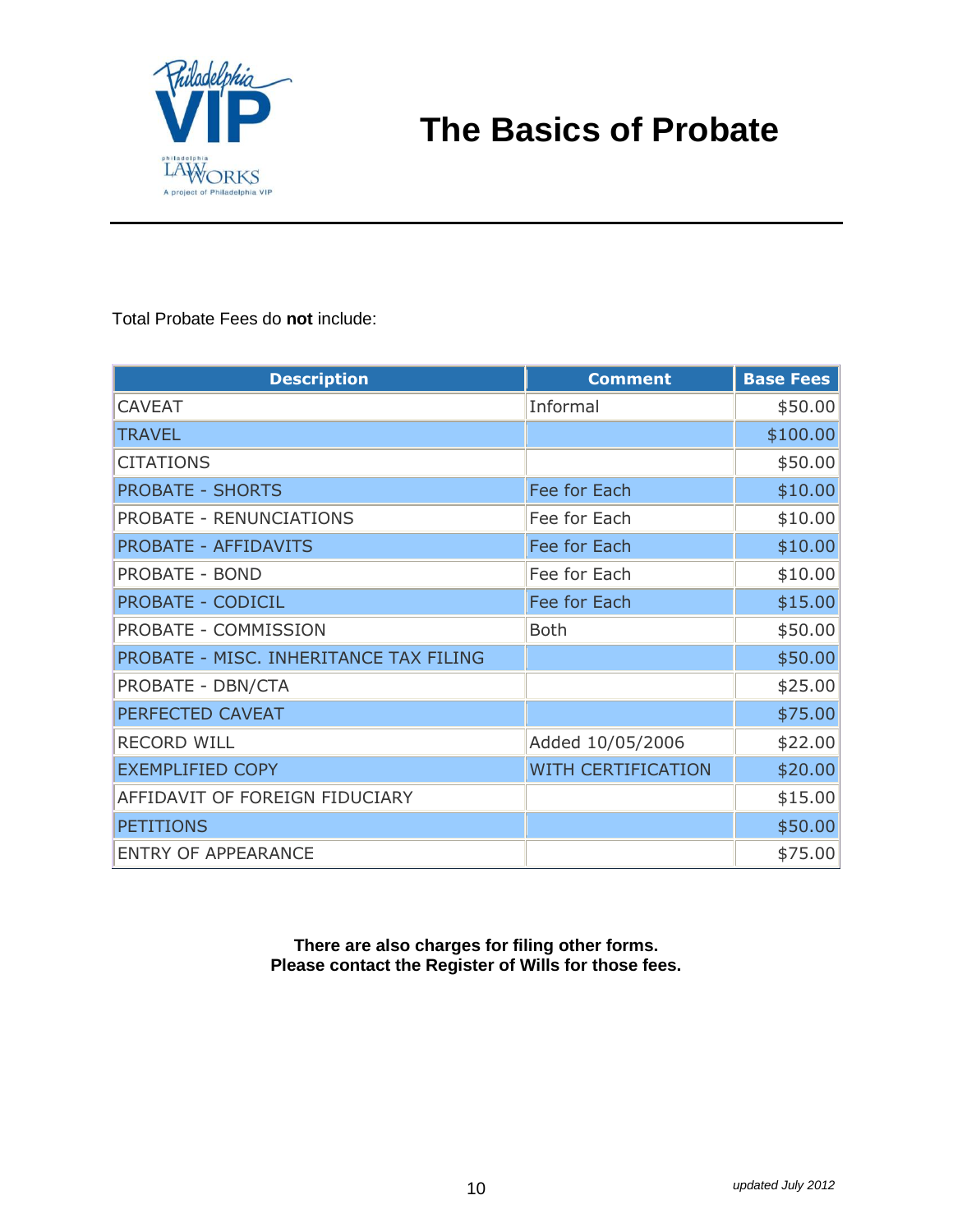# The Basics of Probate

Total Probate Fees do **not** include:

| Description | Comment | Base Fees |
|---|---|---|
| CAVEAT | Informal | $50.00 |
| TRAVEL | | $100.00 |
| CITATIONS | | $50.00 |
| PROBATE - SHORTS | Fee for Each | $10.00 |
| PROBATE - RENUNCIATIONS | Fee for Each | $10.00 |
| PROBATE - AFFIDAVITS | Fee for Each | $10.00 |
| PROBATE - BOND | Fee for Each | $10.00 |
| PROBATE - CODICIL | Fee for Each | $15.00 |
| PROBATE - COMMISSION | Both | $50.00 |
| PROBATE - MISC. INHERITANCE TAX FILING | | $50.00 |
| PROBATE - DBN/CTA | | $25.00 |
| PERFECTED CAVEAT | | $75.00 |
| RECORD WILL | Added 10/05/2006 | $22.00 |
| EXEMPLIFIED COPY | WITH CERTIFICATION | $20.00 |
| AFFIDAVIT OF FOREIGN FIDUCIARY | | $15.00 |
| PETITIONS | | $50.00 |
| ENTRY OF APPEARANCE | | $75.00 |

**There are also charges for filing other forms.**
**Please contact the Register of Wills for those fees.**

*updated July 2012*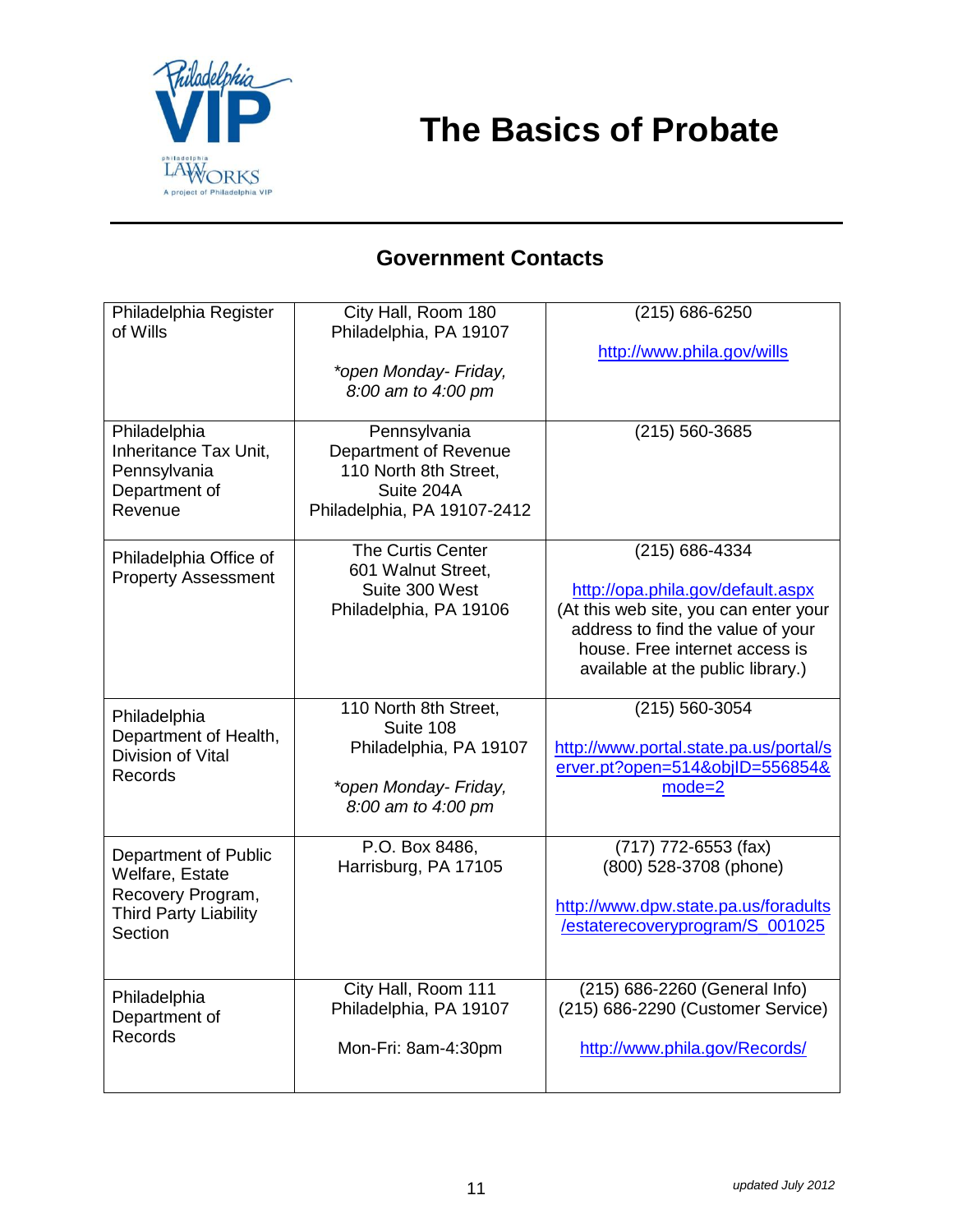# The Basics of Probate

## Government Contacts

| | | |
|---|---|---|
| Philadelphia Register of Wills | City Hall, Room 180<br>Philadelphia, PA 19107<br><br>*\*open Monday- Friday, 8:00 am to 4:00 pm* | (215) 686-6250<br><br>http://www.phila.gov/wills |
| Philadelphia Inheritance Tax Unit, Pennsylvania Department of Revenue | Pennsylvania Department of Revenue<br>110 North 8th Street, Suite 204A<br>Philadelphia, PA 19107-2412 | (215) 560-3685 |
| Philadelphia Office of Property Assessment | The Curtis Center<br>601 Walnut Street, Suite 300 West<br>Philadelphia, PA 19106 | (215) 686-4334<br><br>http://opa.phila.gov/default.aspx<br>(At this web site, you can enter your address to find the value of your house. Free internet access is available at the public library.) |
| Philadelphia Department of Health, Division of Vital Records | 110 North 8th Street, Suite 108<br>Philadelphia, PA 19107<br><br>*\*open Monday- Friday, 8:00 am to 4:00 pm* | (215) 560-3054<br><br>http://www.portal.state.pa.us/portal/server.pt?open=514&objID=556854&mode=2 |
| Department of Public Welfare, Estate Recovery Program, Third Party Liability Section | P.O. Box 8486,<br>Harrisburg, PA 17105 | (717) 772-6553 (fax)<br>(800) 528-3708 (phone)<br><br>http://www.dpw.state.pa.us/foradults/estaterecoveryprogram/S_001025 |
| Philadelphia Department of Records | City Hall, Room 111<br>Philadelphia, PA 19107<br><br>Mon-Fri: 8am-4:30pm | (215) 686-2260 (General Info)<br>(215) 686-2290 (Customer Service)<br><br>http://www.phila.gov/Records/ |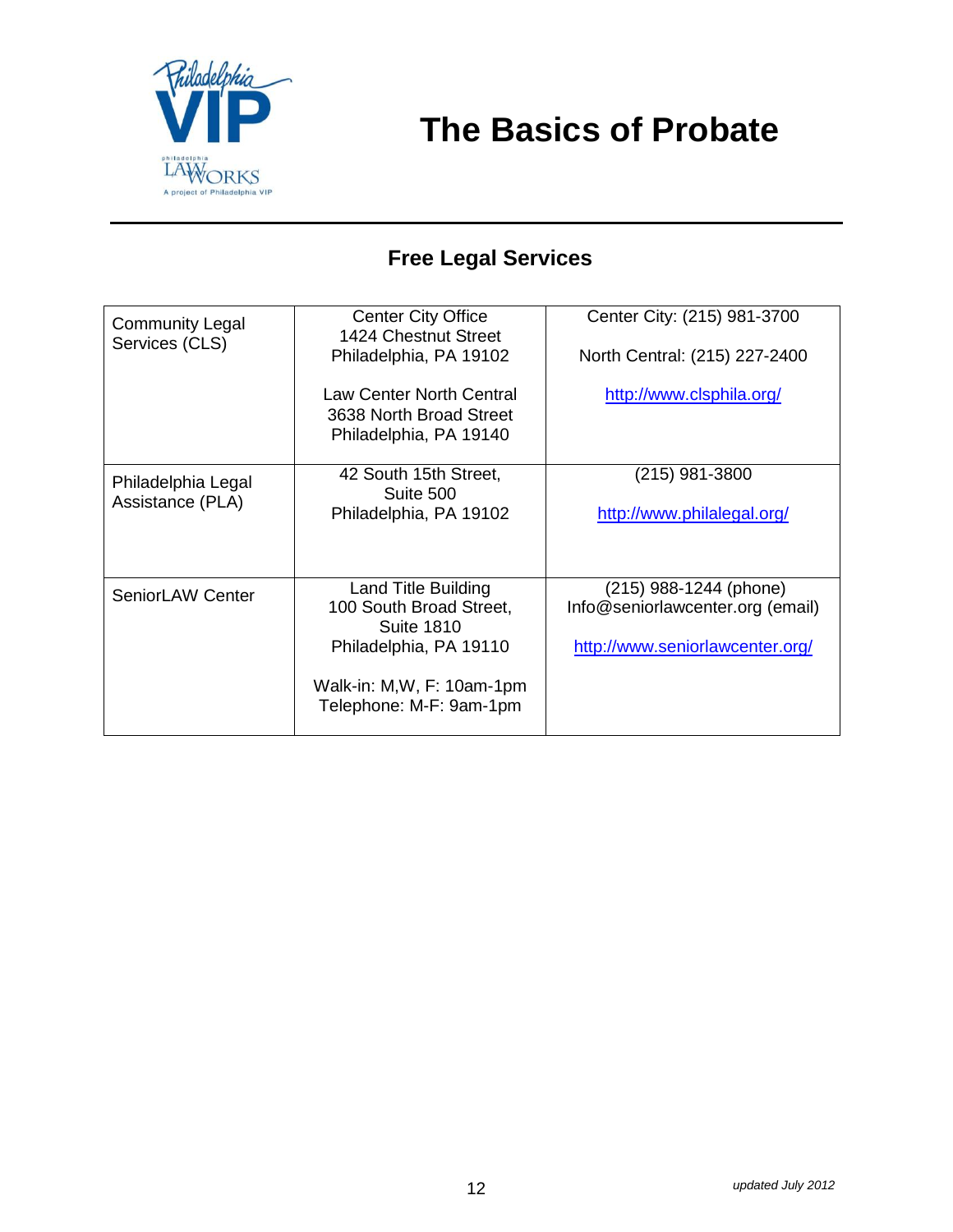# The Basics of Probate

## Free Legal Services

| | | |
|---|---|---|
| Community Legal Services (CLS) | Center City Office<br>1424 Chestnut Street<br>Philadelphia, PA 19102<br><br>Law Center North Central<br>3638 North Broad Street<br>Philadelphia, PA 19140 | Center City: (215) 981-3700<br><br>North Central: (215) 227-2400<br><br>http://www.clsphila.org/ |
| Philadelphia Legal Assistance (PLA) | 42 South 15th Street, Suite 500<br>Philadelphia, PA 19102 | (215) 981-3800<br><br>http://www.philalegal.org/ |
| SeniorLAW Center | Land Title Building<br>100 South Broad Street, Suite 1810<br>Philadelphia, PA 19110<br><br>Walk-in: M,W, F: 10am-1pm<br>Telephone: M-F: 9am-1pm | (215) 988-1244 (phone)<br>Info@seniorlawcenter.org (email)<br><br>http://www.seniorlawcenter.org/ |

*updated July 2012*